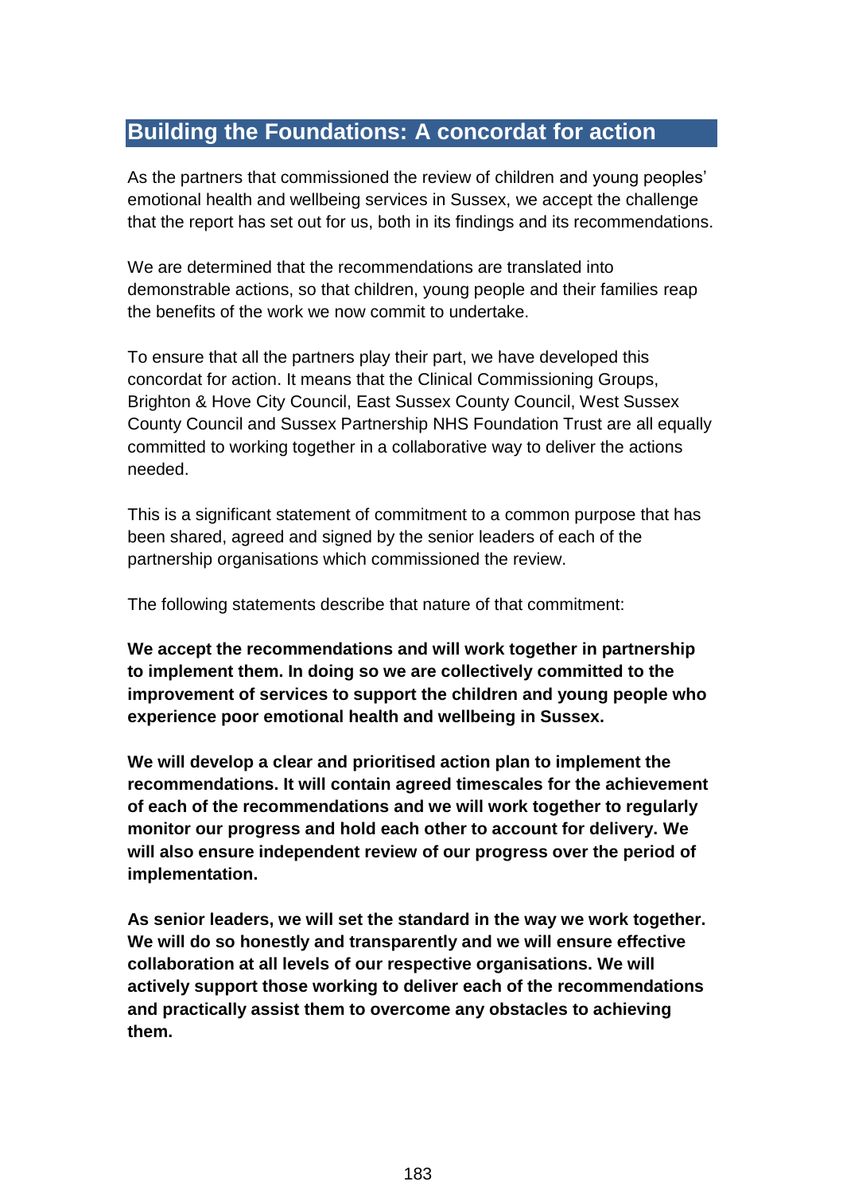## Building the Foundations: A concordat for action

As the partners that commissioned the review of children and young peoples' emotional health and wellbeing services in Sussex, we accept the challenge that the report has set out for us, both in its findings and its recommendations.

We are determined that the recommendations are translated into demonstrable actions, so that children, young people and their families reap the benefits of the work we now commit to undertake.

To ensure that all the partners play their part, we have developed this concordat for action. It means that the Clinical Commissioning Groups, Brighton & Hove City Council, East Sussex County Council, West Sussex County Council and Sussex Partnership NHS Foundation Trust are all equally committed to working together in a collaborative way to deliver the actions needed.

This is a significant statement of commitment to a common purpose that has been shared, agreed and signed by the senior leaders of each of the partnership organisations which commissioned the review.

The following statements describe that nature of that commitment:

**We accept the recommendations and will work together in partnership to implement them. In doing so we are collectively committed to the improvement of services to support the children and young people who experience poor emotional health and wellbeing in Sussex.**

**We will develop a clear and prioritised action plan to implement the recommendations. It will contain agreed timescales for the achievement of each of the recommendations and we will work together to regularly monitor our progress and hold each other to account for delivery. We will also ensure independent review of our progress over the period of implementation.**

**As senior leaders, we will set the standard in the way we work together. We will do so honestly and transparently and we will ensure effective collaboration at all levels of our respective organisations. We will actively support those working to deliver each of the recommendations and practically assist them to overcome any obstacles to achieving them.**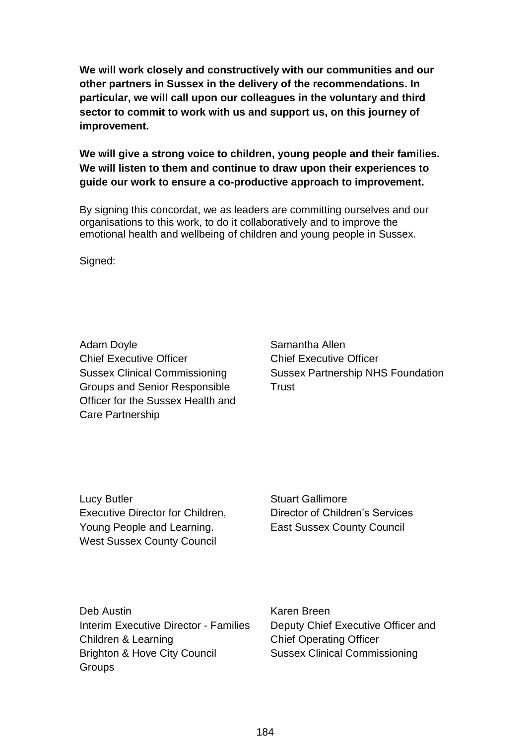**We will work closely and constructively with our communities and our other partners in Sussex in the delivery of the recommendations. In particular, we will call upon our colleagues in the voluntary and third sector to commit to work with us and support us, on this journey of improvement.**

**We will give a strong voice to children, young people and their families. We will listen to them and continue to draw upon their experiences to guide our work to ensure a co-productive approach to improvement.**

By signing this concordat, we as leaders are committing ourselves and our organisations to this work, to do it collaboratively and to improve the emotional health and wellbeing of children and young people in Sussex.

Signed:

Adam Doyle
Chief Executive Officer
Sussex Clinical Commissioning Groups and Senior Responsible Officer for the Sussex Health and Care Partnership

Samantha Allen
Chief Executive Officer
Sussex Partnership NHS Foundation Trust

Lucy Butler
Executive Director for Children, Young People and Learning.
West Sussex County Council

Stuart Gallimore
Director of Children's Services
East Sussex County Council

Deb Austin
Interim Executive Director - Families Children & Learning
Brighton & Hove City Council

Karen Breen
Deputy Chief Executive Officer and Chief Operating Officer
Sussex Clinical Commissioning Groups